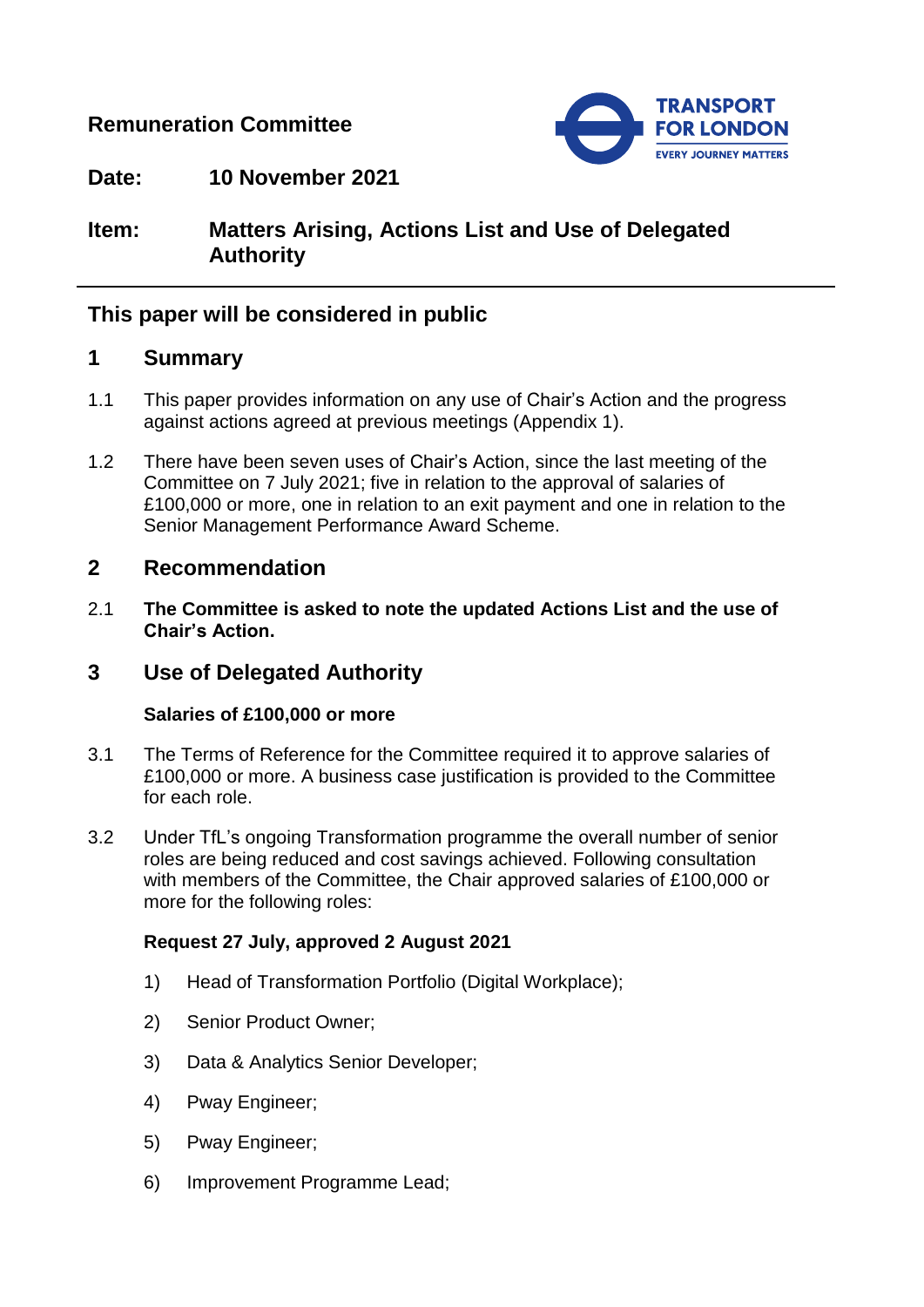**Remuneration Committee**

**Date:** 10 November 2021

**Item:** Matters Arising, Actions List and Use of Delegated Authority

## This paper will be considered in public

## 1 Summary

1.1 This paper provides information on any use of Chair's Action and the progress against actions agreed at previous meetings (Appendix 1).

1.2 There have been seven uses of Chair's Action, since the last meeting of the Committee on 7 July 2021; five in relation to the approval of salaries of £100,000 or more, one in relation to an exit payment and one in relation to the Senior Management Performance Award Scheme.

## 2 Recommendation

2.1 **The Committee is asked to note the updated Actions List and the use of Chair's Action.**

## 3 Use of Delegated Authority

### Salaries of £100,000 or more

3.1 The Terms of Reference for the Committee required it to approve salaries of £100,000 or more. A business case justification is provided to the Committee for each role.

3.2 Under TfL's ongoing Transformation programme the overall number of senior roles are being reduced and cost savings achieved. Following consultation with members of the Committee, the Chair approved salaries of £100,000 or more for the following roles:

**Request 27 July, approved 2 August 2021**

1) Head of Transformation Portfolio (Digital Workplace);
2) Senior Product Owner;
3) Data & Analytics Senior Developer;
4) Pway Engineer;
5) Pway Engineer;
6) Improvement Programme Lead;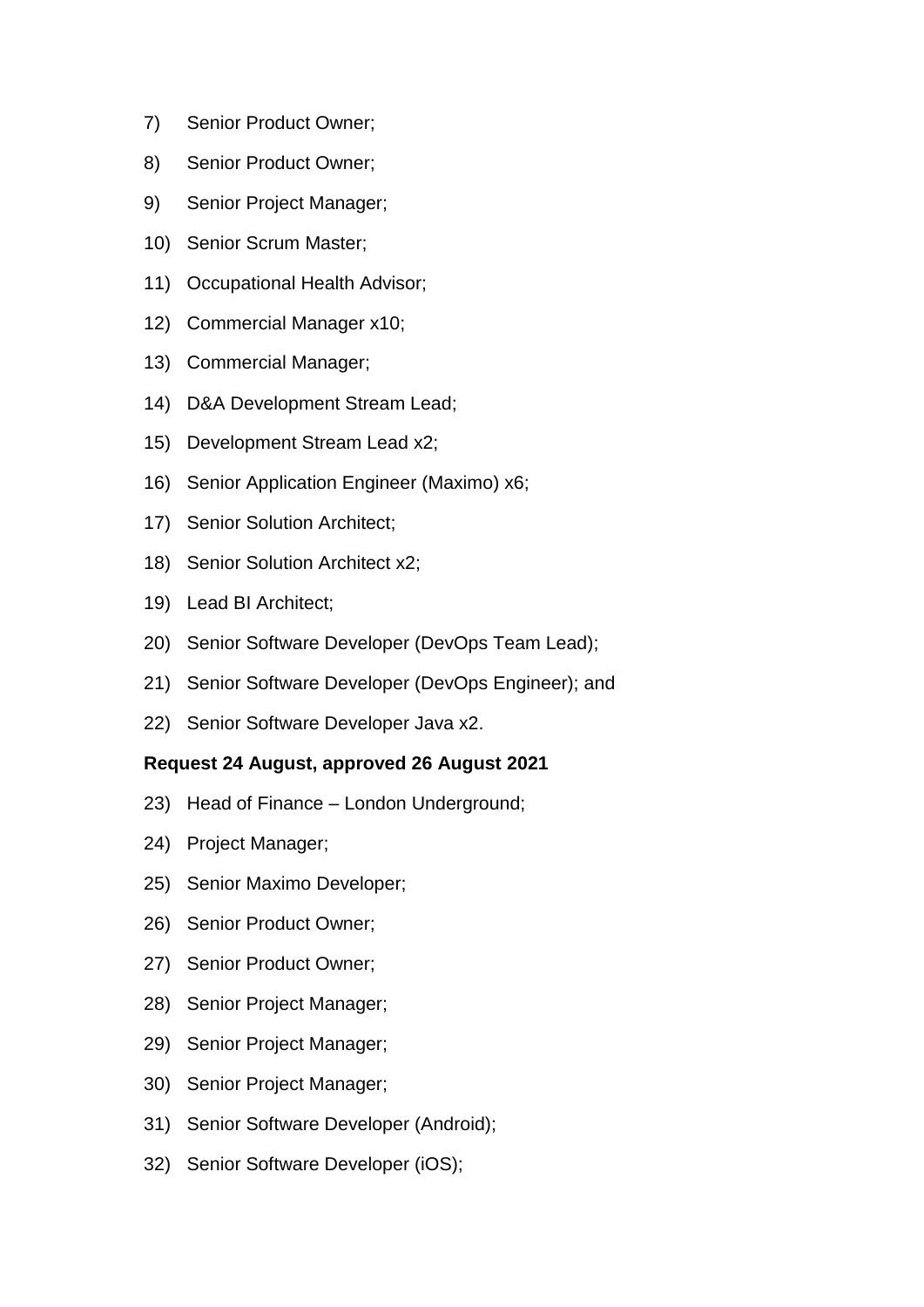7) Senior Product Owner;

8) Senior Product Owner;

9) Senior Project Manager;

10) Senior Scrum Master;

11) Occupational Health Advisor;

12) Commercial Manager x10;

13) Commercial Manager;

14) D&A Development Stream Lead;

15) Development Stream Lead x2;

16) Senior Application Engineer (Maximo) x6;

17) Senior Solution Architect;

18) Senior Solution Architect x2;

19) Lead BI Architect;

20) Senior Software Developer (DevOps Team Lead);

21) Senior Software Developer (DevOps Engineer); and

22) Senior Software Developer Java x2.

**Request 24 August, approved 26 August 2021**

23) Head of Finance – London Underground;

24) Project Manager;

25) Senior Maximo Developer;

26) Senior Product Owner;

27) Senior Product Owner;

28) Senior Project Manager;

29) Senior Project Manager;

30) Senior Project Manager;

31) Senior Software Developer (Android);

32) Senior Software Developer (iOS);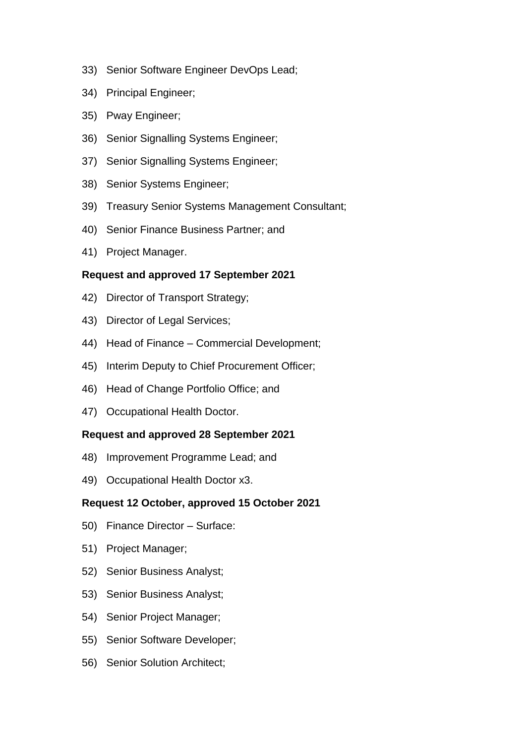33) Senior Software Engineer DevOps Lead;

34) Principal Engineer;

35) Pway Engineer;

36) Senior Signalling Systems Engineer;

37) Senior Signalling Systems Engineer;

38) Senior Systems Engineer;

39) Treasury Senior Systems Management Consultant;

40) Senior Finance Business Partner; and

41) Project Manager.

**Request and approved 17 September 2021**

42) Director of Transport Strategy;

43) Director of Legal Services;

44) Head of Finance – Commercial Development;

45) Interim Deputy to Chief Procurement Officer;

46) Head of Change Portfolio Office; and

47) Occupational Health Doctor.

**Request and approved 28 September 2021**

48) Improvement Programme Lead; and

49) Occupational Health Doctor x3.

**Request 12 October, approved 15 October 2021**

50) Finance Director – Surface:

51) Project Manager;

52) Senior Business Analyst;

53) Senior Business Analyst;

54) Senior Project Manager;

55) Senior Software Developer;

56) Senior Solution Architect;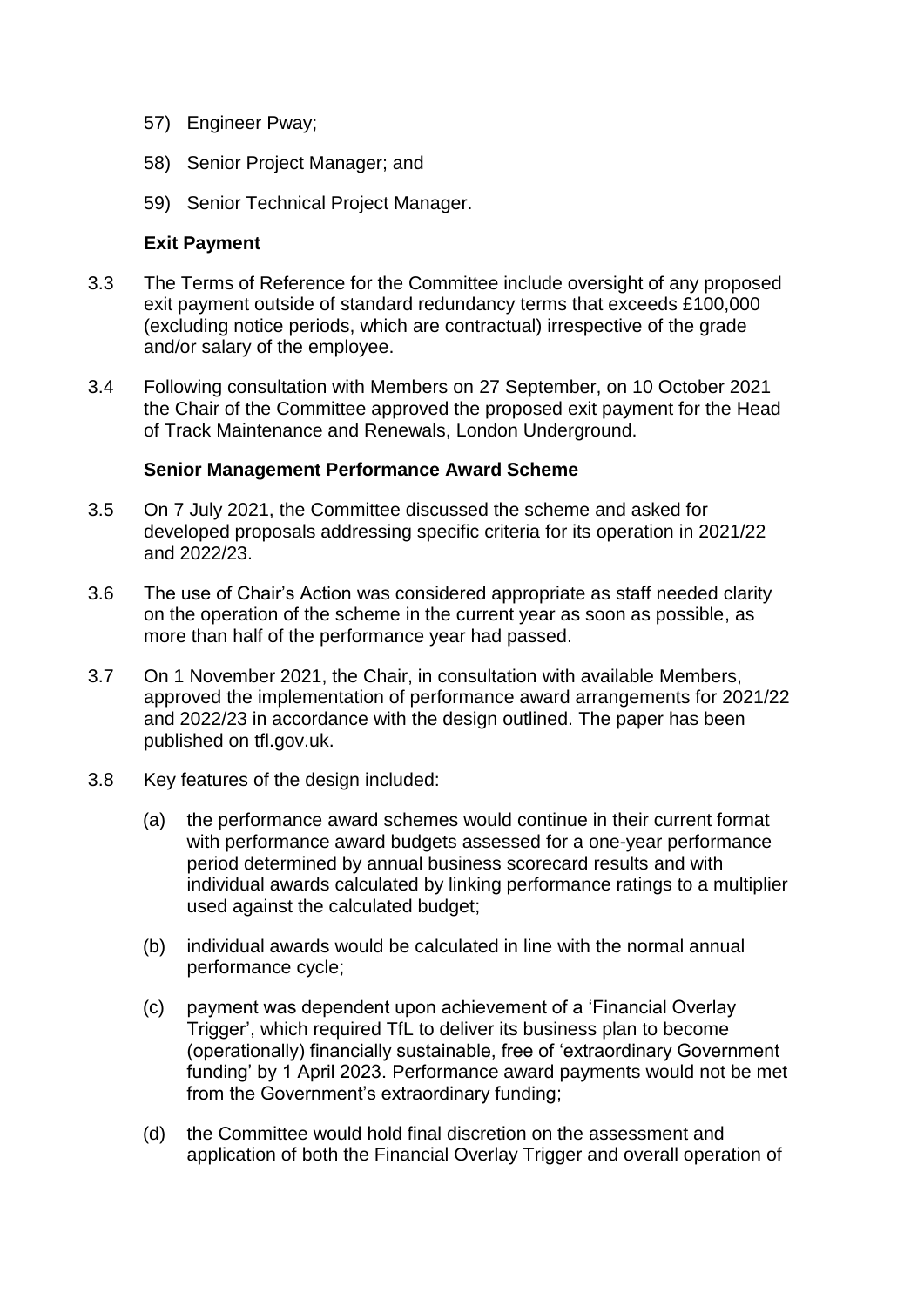57) Engineer Pway;

58) Senior Project Manager; and

59) Senior Technical Project Manager.

**Exit Payment**

3.3 The Terms of Reference for the Committee include oversight of any proposed exit payment outside of standard redundancy terms that exceeds £100,000 (excluding notice periods, which are contractual) irrespective of the grade and/or salary of the employee.

3.4 Following consultation with Members on 27 September, on 10 October 2021 the Chair of the Committee approved the proposed exit payment for the Head of Track Maintenance and Renewals, London Underground.

**Senior Management Performance Award Scheme**

3.5 On 7 July 2021, the Committee discussed the scheme and asked for developed proposals addressing specific criteria for its operation in 2021/22 and 2022/23.

3.6 The use of Chair's Action was considered appropriate as staff needed clarity on the operation of the scheme in the current year as soon as possible, as more than half of the performance year had passed.

3.7 On 1 November 2021, the Chair, in consultation with available Members, approved the implementation of performance award arrangements for 2021/22 and 2022/23 in accordance with the design outlined. The paper has been published on tfl.gov.uk.

3.8 Key features of the design included:

(a) the performance award schemes would continue in their current format with performance award budgets assessed for a one-year performance period determined by annual business scorecard results and with individual awards calculated by linking performance ratings to a multiplier used against the calculated budget;

(b) individual awards would be calculated in line with the normal annual performance cycle;

(c) payment was dependent upon achievement of a 'Financial Overlay Trigger', which required TfL to deliver its business plan to become (operationally) financially sustainable, free of 'extraordinary Government funding' by 1 April 2023. Performance award payments would not be met from the Government's extraordinary funding;

(d) the Committee would hold final discretion on the assessment and application of both the Financial Overlay Trigger and overall operation of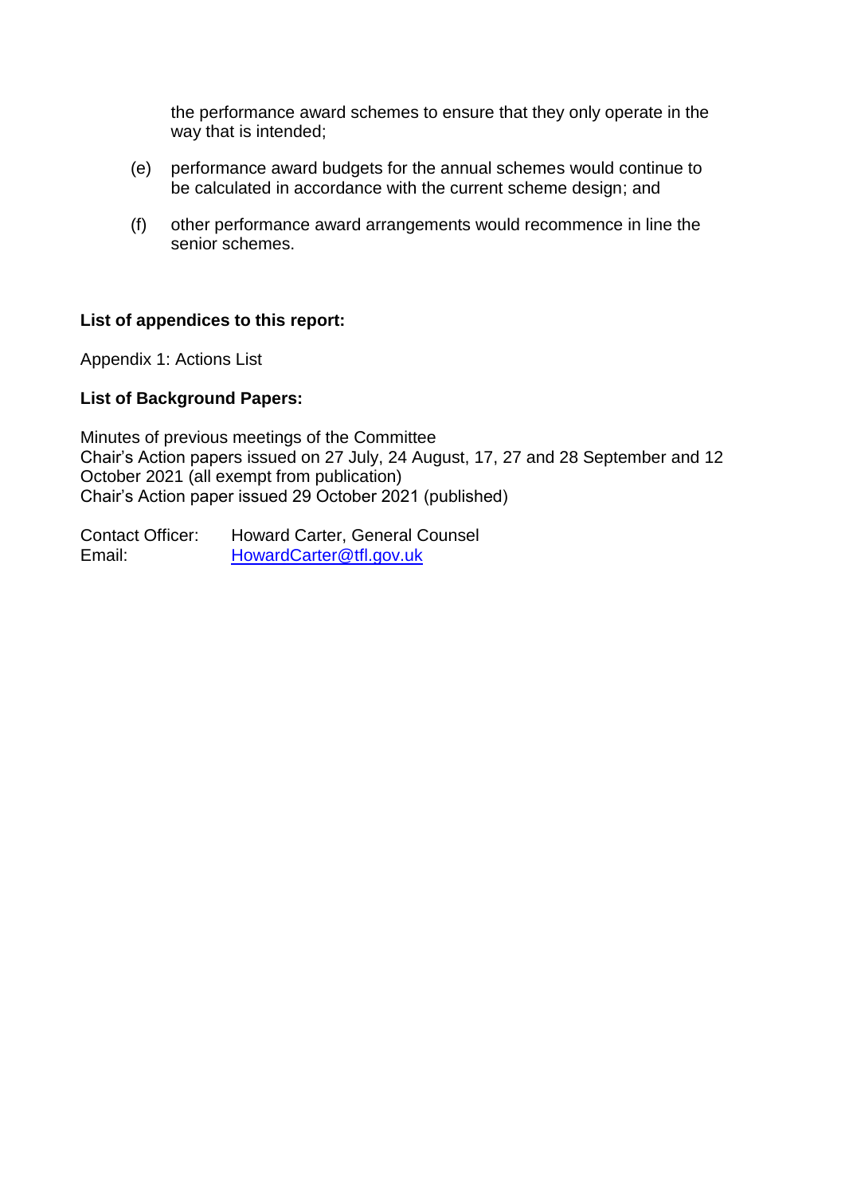the performance award schemes to ensure that they only operate in the way that is intended;

(e) performance award budgets for the annual schemes would continue to be calculated in accordance with the current scheme design; and

(f) other performance award arrangements would recommence in line the senior schemes.

**List of appendices to this report:**

Appendix 1: Actions List

**List of Background Papers:**

Minutes of previous meetings of the Committee
Chair's Action papers issued on 27 July, 24 August, 17, 27 and 28 September and 12 October 2021 (all exempt from publication)
Chair's Action paper issued 29 October 2021 (published)

Contact Officer: Howard Carter, General Counsel
Email: HowardCarter@tfl.gov.uk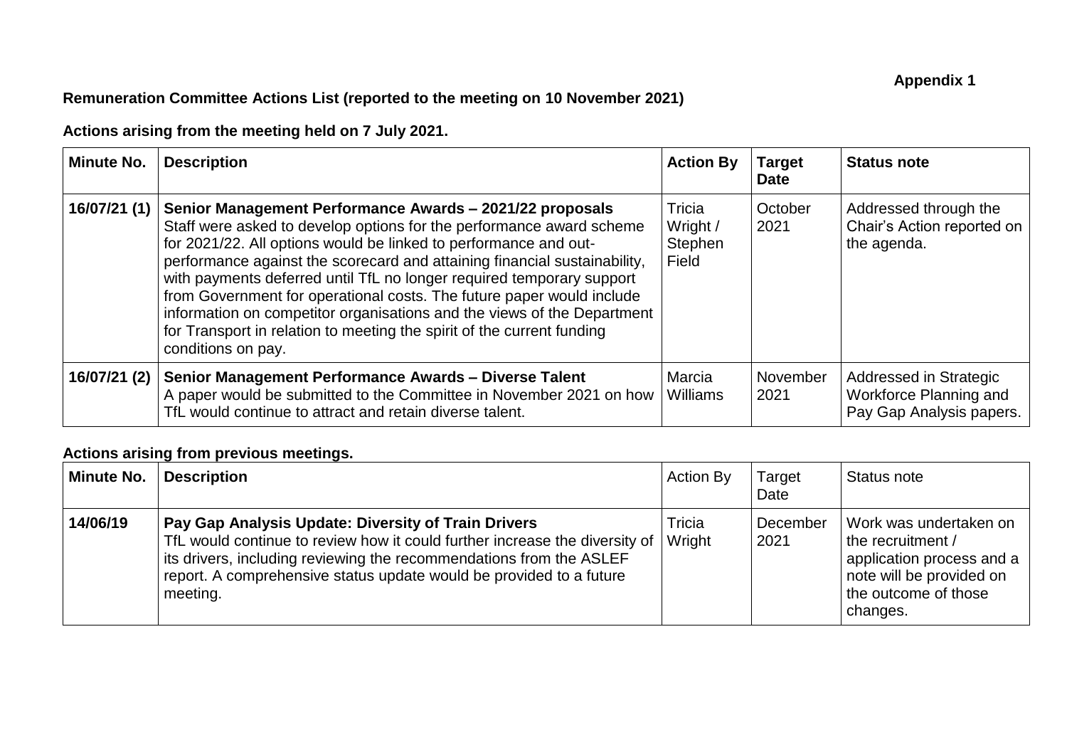**Appendix 1**

**Remuneration Committee Actions List (reported to the meeting on 10 November 2021)**

**Actions arising from the meeting held on 7 July 2021.**

| Minute No. | Description | Action By | Target Date | Status note |
|---|---|---|---|---|
| **16/07/21 (1)** | **Senior Management Performance Awards – 2021/22 proposals** Staff were asked to develop options for the performance award scheme for 2021/22. All options would be linked to performance and out-performance against the scorecard and attaining financial sustainability, with payments deferred until TfL no longer required temporary support from Government for operational costs. The future paper would include information on competitor organisations and the views of the Department for Transport in relation to meeting the spirit of the current funding conditions on pay. | Tricia Wright / Stephen Field | October 2021 | Addressed through the Chair's Action reported on the agenda. |
| **16/07/21 (2)** | **Senior Management Performance Awards – Diverse Talent** A paper would be submitted to the Committee in November 2021 on how TfL would continue to attract and retain diverse talent. | Marcia Williams | November 2021 | Addressed in Strategic Workforce Planning and Pay Gap Analysis papers. |

**Actions arising from previous meetings.**

| Minute No. | Description | Action By | Target Date | Status note |
|---|---|---|---|---|
| **14/06/19** | **Pay Gap Analysis Update: Diversity of Train Drivers** TfL would continue to review how it could further increase the diversity of its drivers, including reviewing the recommendations from the ASLEF report. A comprehensive status update would be provided to a future meeting. | Tricia Wright | December 2021 | Work was undertaken on the recruitment / application process and a note will be provided on the outcome of those changes. |